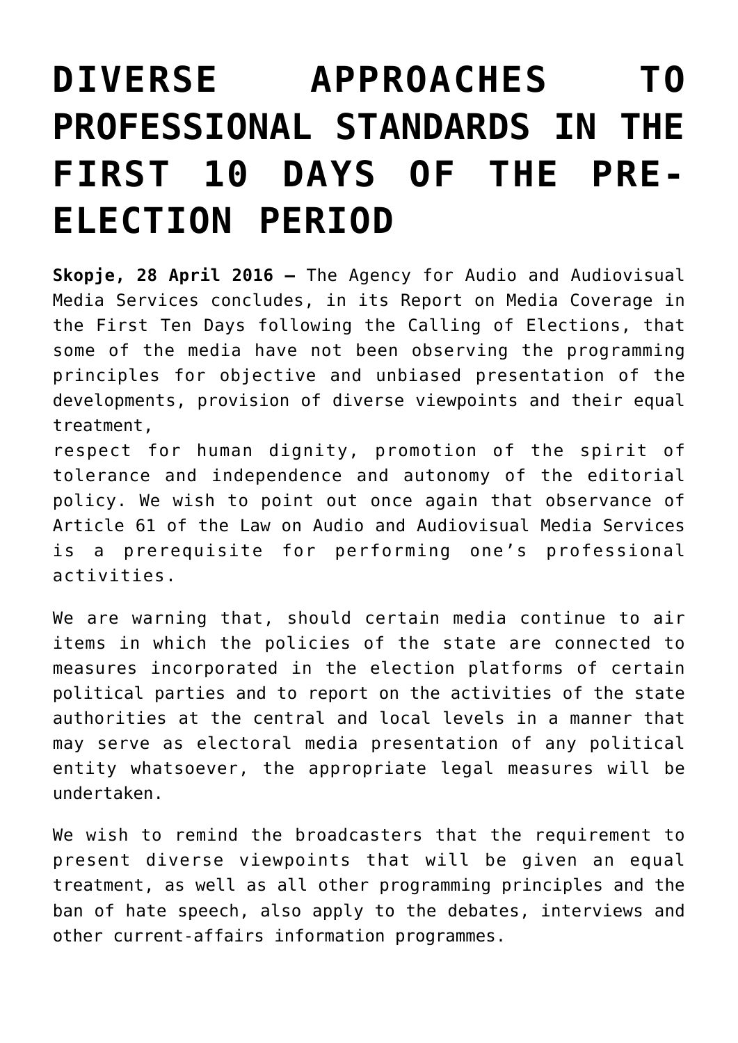# DIVERSE APPROACHES TO PROFESSIONAL STANDARDS IN THE FIRST 10 DAYS OF THE PRE-ELECTION PERIOD

**Skopje, 28 April 2016 –** The Agency for Audio and Audiovisual Media Services concludes, in its Report on Media Coverage in the First Ten Days following the Calling of Elections, that some of the media have not been observing the programming principles for objective and unbiased presentation of the developments, provision of diverse viewpoints and their equal treatment,
respect for human dignity, promotion of the spirit of tolerance and independence and autonomy of the editorial policy. We wish to point out once again that observance of Article 61 of the Law on Audio and Audiovisual Media Services is a prerequisite for performing one's professional activities.

We are warning that, should certain media continue to air items in which the policies of the state are connected to measures incorporated in the election platforms of certain political parties and to report on the activities of the state authorities at the central and local levels in a manner that may serve as electoral media presentation of any political entity whatsoever, the appropriate legal measures will be undertaken.

We wish to remind the broadcasters that the requirement to present diverse viewpoints that will be given an equal treatment, as well as all other programming principles and the ban of hate speech, also apply to the debates, interviews and other current-affairs information programmes.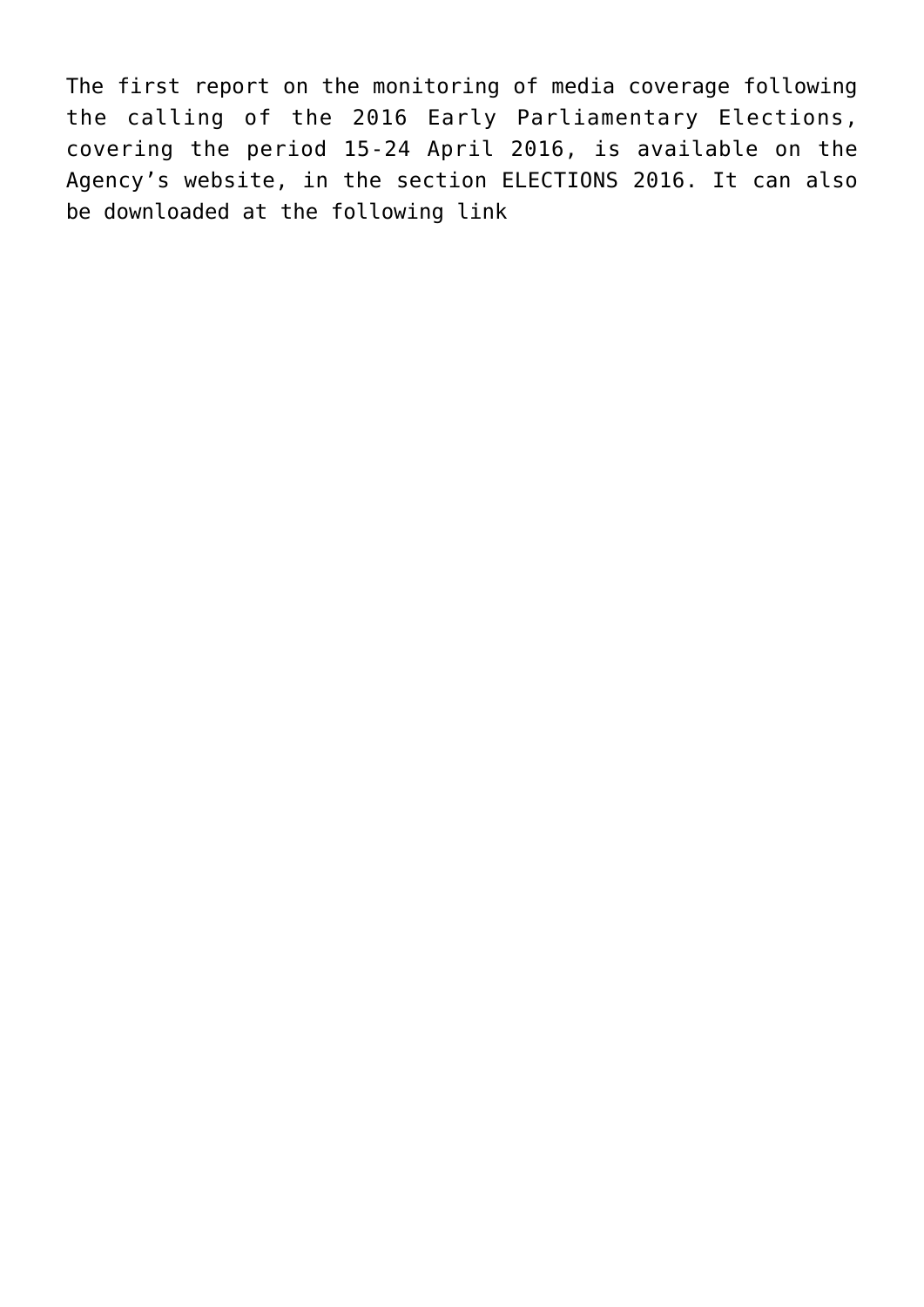The first report on the monitoring of media coverage following the calling of the 2016 Early Parliamentary Elections, covering the period 15-24 April 2016, is available on the Agency's website, in the section ELECTIONS 2016. It can also be downloaded at the following link